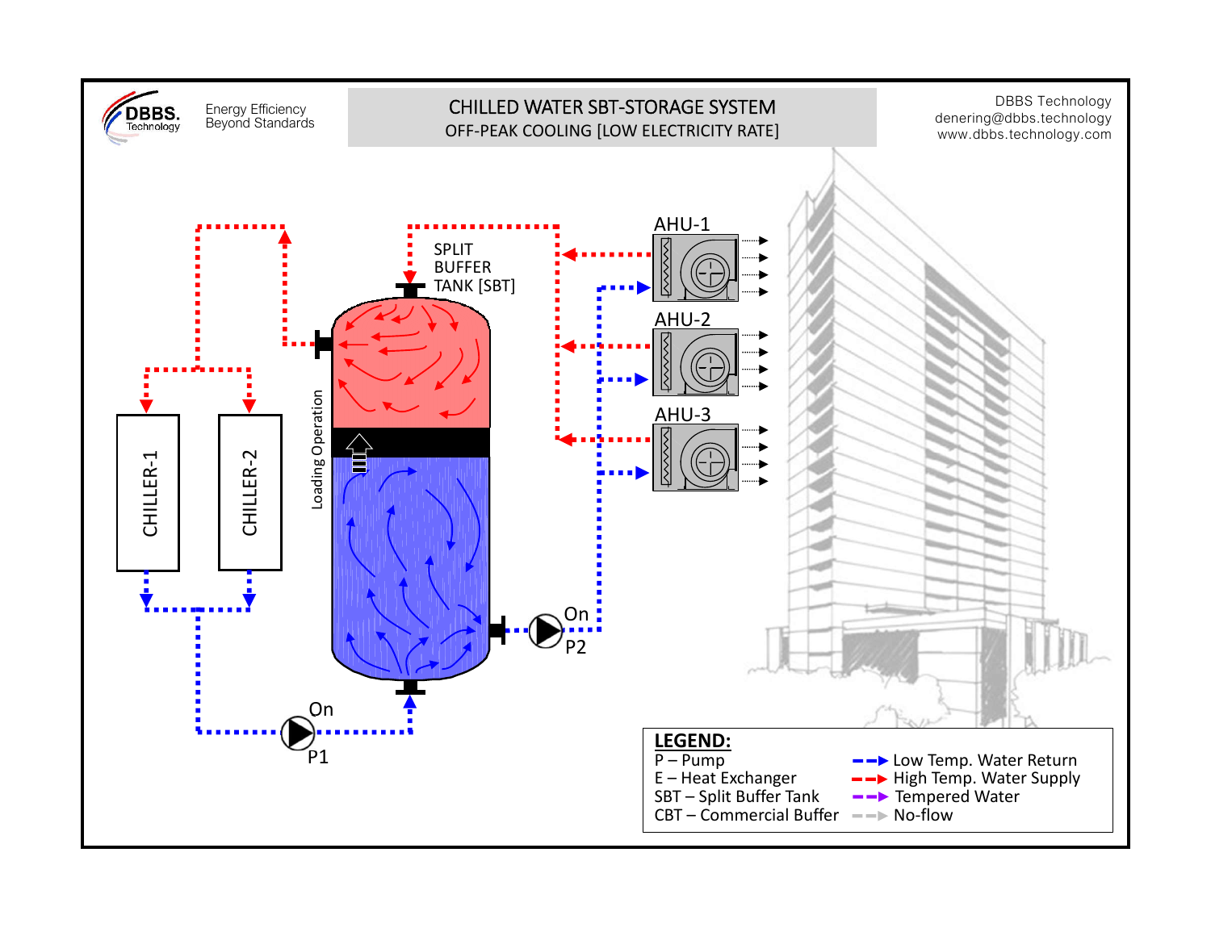DBBS. Technology

Energy Efficiency
Beyond Standards

# CHILLED WATER SBT-STORAGE SYSTEM

## OFF-PEAK COOLING [LOW ELECTRICITY RATE]

DBBS Technology
denering@dbbs.technology
www.dbbs.technology.com

SPLIT BUFFER TANK [SBT]

AHU-1

AHU-2

AHU-3

CHILLER-1

CHILLER-2

Loading Operation

On
P2

On
P1

**LEGEND:**

P – Pump
E – Heat Exchanger
SBT – Split Buffer Tank
CBT – Commercial Buffer

Low Temp. Water Return
High Temp. Water Supply
Tempered Water
No-flow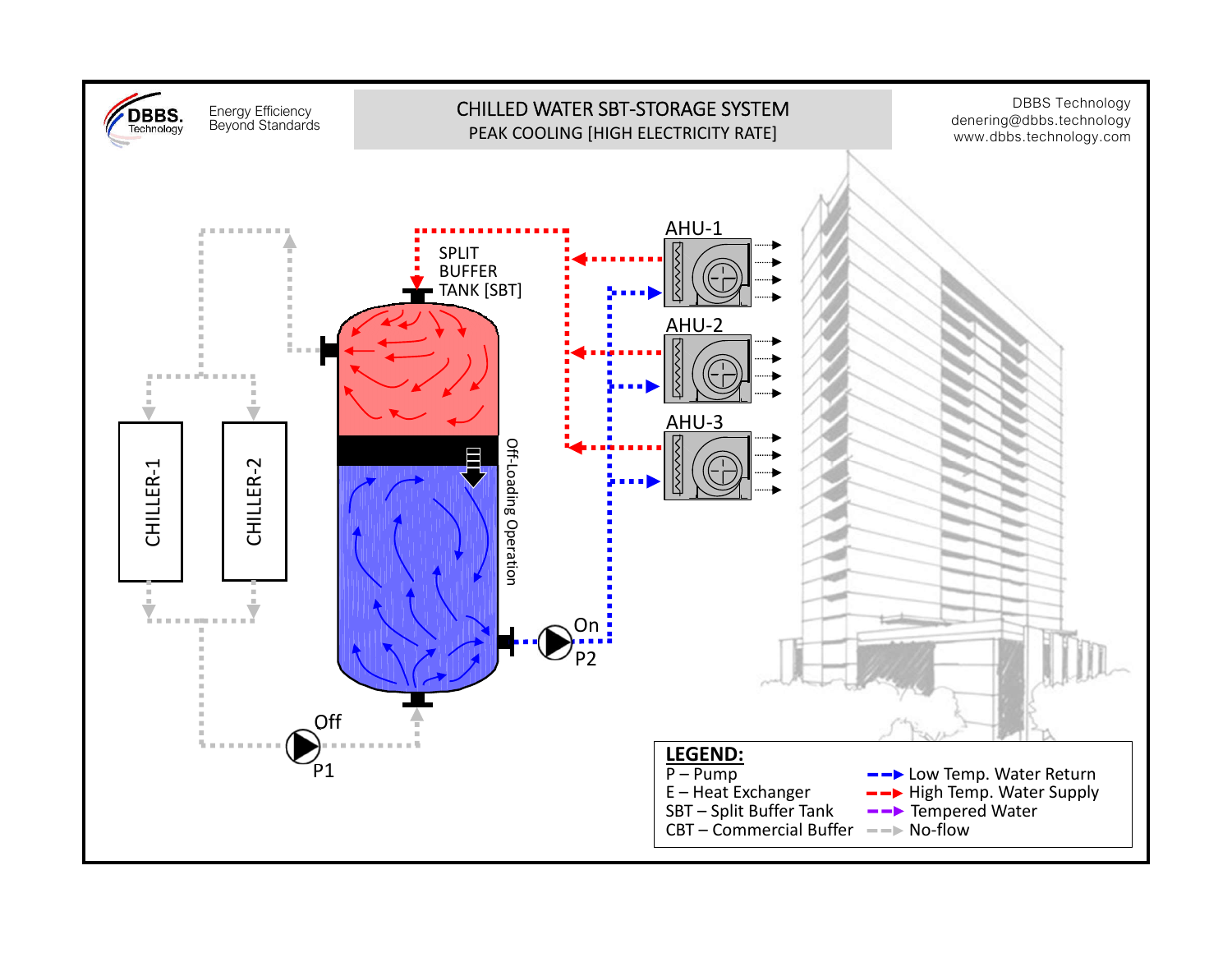DBBS. Technology

Energy Efficiency
Beyond Standards

# CHILLED WATER SBT-STORAGE SYSTEM
## PEAK COOLING [HIGH ELECTRICITY RATE]

DBBS Technology
denering@dbbs.technology
www.dbbs.technology.com

SPLIT BUFFER TANK [SBT]

AHU-1

AHU-2

AHU-3

CHILLER-1

CHILLER-2

Off-Loading Operation

On

P2

Off

P1

**LEGEND:**

P – Pump
E – Heat Exchanger
SBT – Split Buffer Tank
CBT – Commercial Buffer

Low Temp. Water Return
High Temp. Water Supply
Tempered Water
No-flow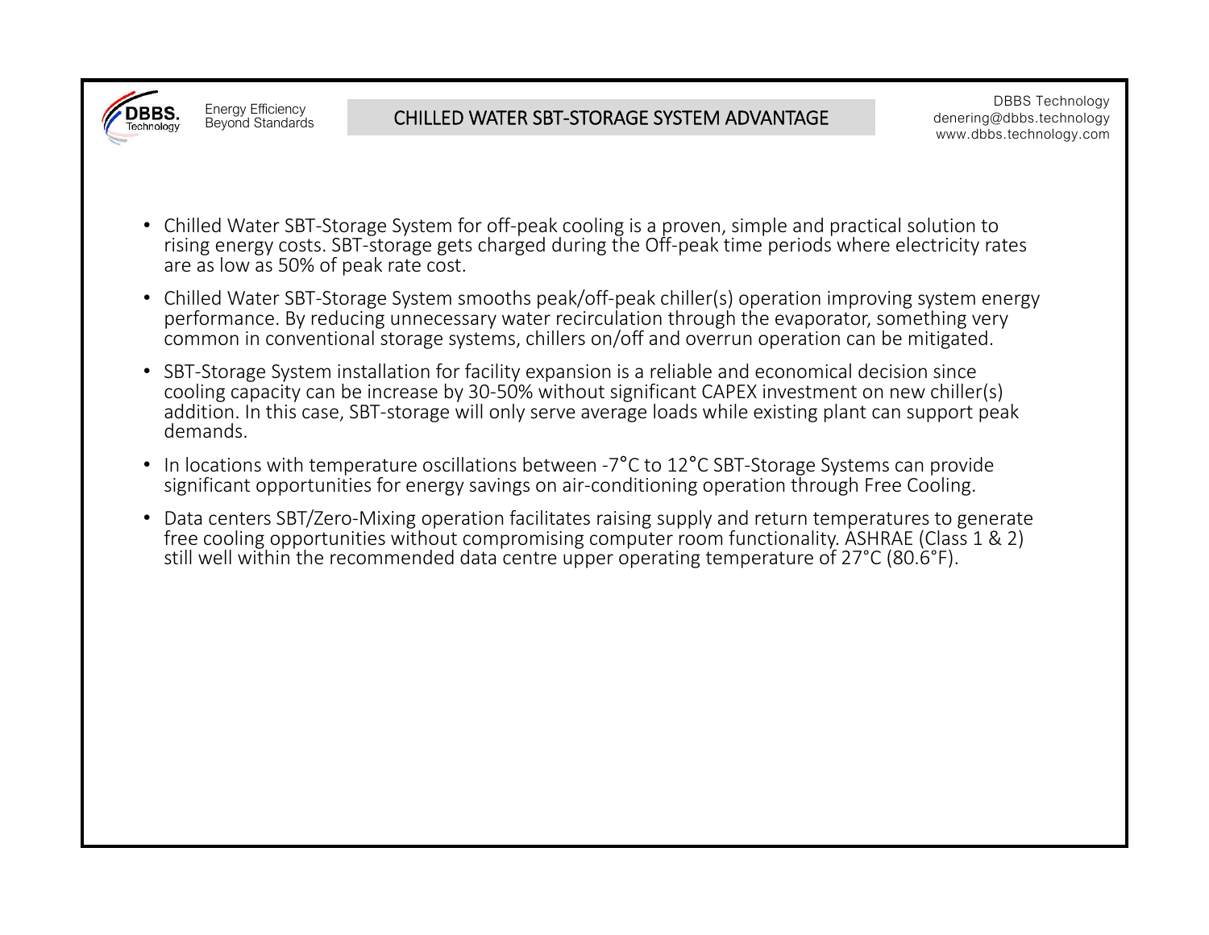# CHILLED WATER SBT-STORAGE SYSTEM ADVANTAGE

- Chilled Water SBT-Storage System for off-peak cooling is a proven, simple and practical solution to rising energy costs. SBT-storage gets charged during the Off-peak time periods where electricity rates are as low as 50% of peak rate cost.
- Chilled Water SBT-Storage System smooths peak/off-peak chiller(s) operation improving system energy performance. By reducing unnecessary water recirculation through the evaporator, something very common in conventional storage systems, chillers on/off and overrun operation can be mitigated.
- SBT-Storage System installation for facility expansion is a reliable and economical decision since cooling capacity can be increase by 30-50% without significant CAPEX investment on new chiller(s) addition. In this case, SBT-storage will only serve average loads while existing plant can support peak demands.
- In locations with temperature oscillations between -7°C to 12°C SBT-Storage Systems can provide significant opportunities for energy savings on air-conditioning operation through Free Cooling.
- Data centers SBT/Zero-Mixing operation facilitates raising supply and return temperatures to generate free cooling opportunities without compromising computer room functionality. ASHRAE (Class 1 & 2) still well within the recommended data centre upper operating temperature of 27°C (80.6°F).